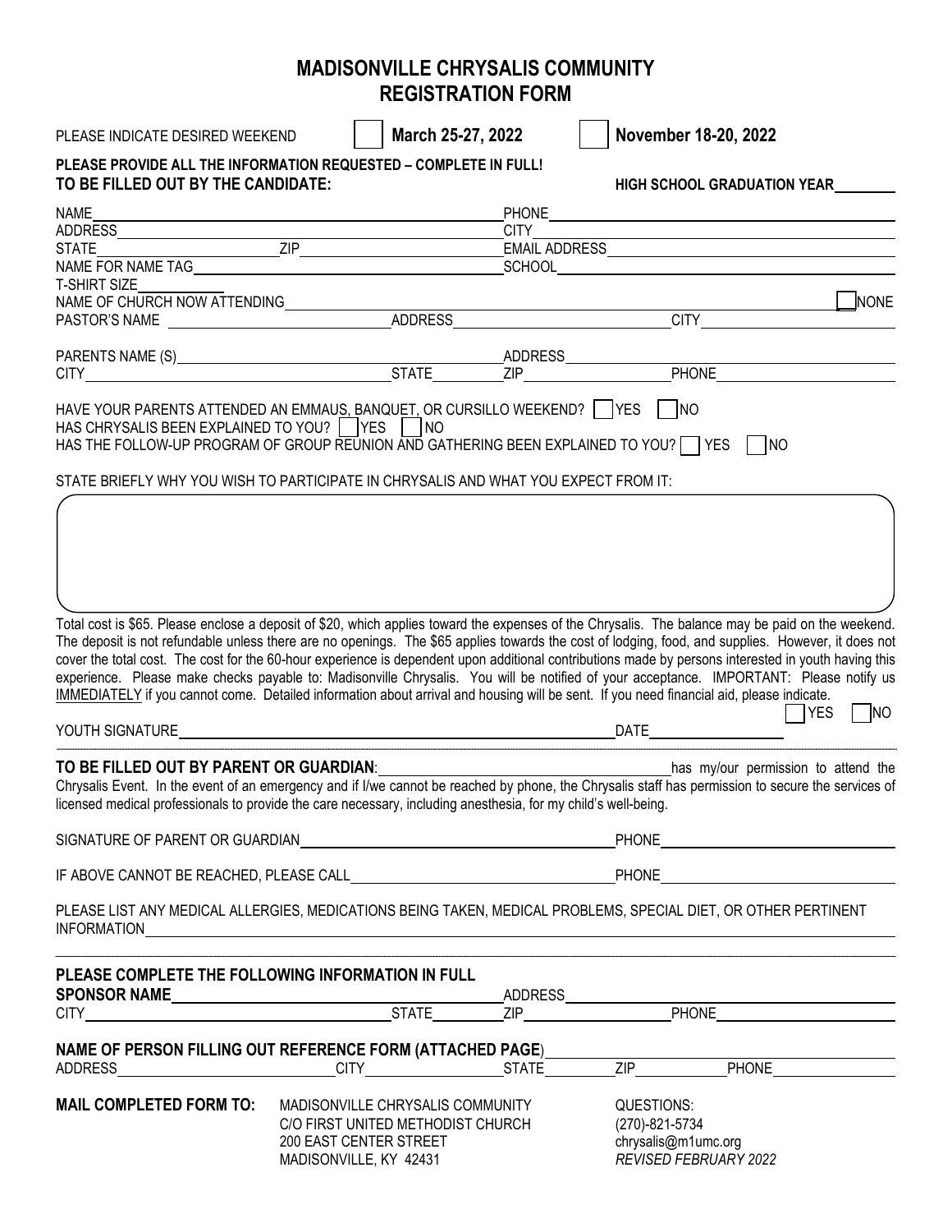# MADISONVILLE CHRYSALIS COMMUNITY
## REGISTRATION FORM

PLEASE INDICATE DESIRED WEEKEND ☐ **March 25-27, 2022** ☐ **November 18-20, 2022**

**PLEASE PROVIDE ALL THE INFORMATION REQUESTED – COMPLETE IN FULL!**
**TO BE FILLED OUT BY THE CANDIDATE:** **HIGH SCHOOL GRADUATION YEAR**\_\_\_\_\_\_\_\_

NAME\_\_\_\_\_\_\_\_\_\_\_\_\_\_\_\_\_\_\_\_\_\_\_\_ PHONE\_\_\_\_\_\_\_\_\_\_\_\_\_\_\_\_\_\_\_\_\_\_\_\_
ADDRESS\_\_\_\_\_\_\_\_\_\_\_\_\_\_\_\_\_\_\_\_\_\_\_\_ CITY\_\_\_\_\_\_\_\_\_\_\_\_\_\_\_\_\_\_\_\_\_\_\_\_
STATE\_\_\_\_\_\_\_\_ ZIP\_\_\_\_\_\_\_\_ EMAIL ADDRESS\_\_\_\_\_\_\_\_\_\_\_\_\_\_\_\_\_\_\_\_\_\_\_\_
NAME FOR NAME TAG\_\_\_\_\_\_\_\_\_\_\_\_\_\_\_\_\_\_\_\_\_\_\_\_ SCHOOL\_\_\_\_\_\_\_\_\_\_\_\_\_\_\_\_\_\_\_\_\_\_\_\_
T-SHIRT SIZE\_\_\_\_\_\_\_\_
NAME OF CHURCH NOW ATTENDING\_\_\_\_\_\_\_\_\_\_\_\_\_\_\_\_\_\_\_\_\_\_\_\_ ☐ NONE
PASTOR'S NAME\_\_\_\_\_\_\_\_\_\_\_\_\_\_\_\_ ADDRESS\_\_\_\_\_\_\_\_\_\_\_\_\_\_\_\_ CITY\_\_\_\_\_\_\_\_\_\_\_\_\_\_\_\_

PARENTS NAME (S)\_\_\_\_\_\_\_\_\_\_\_\_\_\_\_\_\_\_\_\_\_\_\_\_ ADDRESS\_\_\_\_\_\_\_\_\_\_\_\_\_\_\_\_\_\_\_\_\_\_\_\_
CITY\_\_\_\_\_\_\_\_\_\_\_\_\_\_\_\_ STATE\_\_\_\_\_\_\_\_ ZIP\_\_\_\_\_\_\_\_ PHONE\_\_\_\_\_\_\_\_\_\_\_\_\_\_\_\_

HAVE YOUR PARENTS ATTENDED AN EMMAUS, BANQUET, OR CURSILLO WEEKEND? ☐ YES ☐ NO
HAS CHRYSALIS BEEN EXPLAINED TO YOU? ☐ YES ☐ NO
HAS THE FOLLOW-UP PROGRAM OF GROUP REUNION AND GATHERING BEEN EXPLAINED TO YOU? ☐ YES ☐ NO

STATE BRIEFLY WHY YOU WISH TO PARTICIPATE IN CHRYSALIS AND WHAT YOU EXPECT FROM IT:

Total cost is $65. Please enclose a deposit of $20, which applies toward the expenses of the Chrysalis. The balance may be paid on the weekend. The deposit is not refundable unless there are no openings. The $65 applies towards the cost of lodging, food, and supplies. However, it does not cover the total cost. The cost for the 60-hour experience is dependent upon additional contributions made by persons interested in youth having this experience. Please make checks payable to: Madisonville Chrysalis. You will be notified of your acceptance. IMPORTANT: Please notify us IMMEDIATELY if you cannot come. Detailed information about arrival and housing will be sent. If you need financial aid, please indicate. ☐ YES ☐ NO

YOUTH SIGNATURE\_\_\_\_\_\_\_\_\_\_\_\_\_\_\_\_\_\_\_\_\_\_\_\_ DATE\_\_\_\_\_\_\_\_\_\_\_\_

**TO BE FILLED OUT BY PARENT OR GUARDIAN**:\_\_\_\_\_\_\_\_\_\_\_\_\_\_\_\_\_\_\_\_\_\_\_\_ has my/our permission to attend the Chrysalis Event. In the event of an emergency and if I/we cannot be reached by phone, the Chrysalis staff has permission to secure the services of licensed medical professionals to provide the care necessary, including anesthesia, for my child's well-being.

SIGNATURE OF PARENT OR GUARDIAN\_\_\_\_\_\_\_\_\_\_\_\_\_\_\_\_\_\_\_\_\_\_\_\_ PHONE\_\_\_\_\_\_\_\_\_\_\_\_\_\_\_\_

IF ABOVE CANNOT BE REACHED, PLEASE CALL\_\_\_\_\_\_\_\_\_\_\_\_\_\_\_\_\_\_\_\_\_\_\_\_ PHONE\_\_\_\_\_\_\_\_\_\_\_\_\_\_\_\_

PLEASE LIST ANY MEDICAL ALLERGIES, MEDICATIONS BEING TAKEN, MEDICAL PROBLEMS, SPECIAL DIET, OR OTHER PERTINENT INFORMATION\_\_\_\_\_\_\_\_\_\_\_\_\_\_\_\_\_\_\_\_\_\_\_\_

**PLEASE COMPLETE THE FOLLOWING INFORMATION IN FULL**
**SPONSOR NAME**\_\_\_\_\_\_\_\_\_\_\_\_\_\_\_\_\_\_\_\_\_\_\_\_ ADDRESS\_\_\_\_\_\_\_\_\_\_\_\_\_\_\_\_\_\_\_\_\_\_\_\_
CITY\_\_\_\_\_\_\_\_\_\_\_\_\_\_\_\_ STATE\_\_\_\_\_\_\_\_ ZIP\_\_\_\_\_\_\_\_ PHONE\_\_\_\_\_\_\_\_\_\_\_\_\_\_\_\_

**NAME OF PERSON FILLING OUT REFERENCE FORM (ATTACHED PAGE)**\_\_\_\_\_\_\_\_\_\_\_\_\_\_\_\_\_\_\_\_\_\_\_\_
ADDRESS\_\_\_\_\_\_\_\_\_\_\_\_\_\_\_\_ CITY\_\_\_\_\_\_\_\_\_\_\_\_ STATE\_\_\_\_\_\_\_\_ ZIP\_\_\_\_\_\_\_\_ PHONE\_\_\_\_\_\_\_\_\_\_\_\_

**MAIL COMPLETED FORM TO:**
MADISONVILLE CHRYSALIS COMMUNITY
C/O FIRST UNITED METHODIST CHURCH
200 EAST CENTER STREET
MADISONVILLE, KY 42431

QUESTIONS:
(270)-821-5734
chrysalis@m1umc.org
*REVISED FEBRUARY 2022*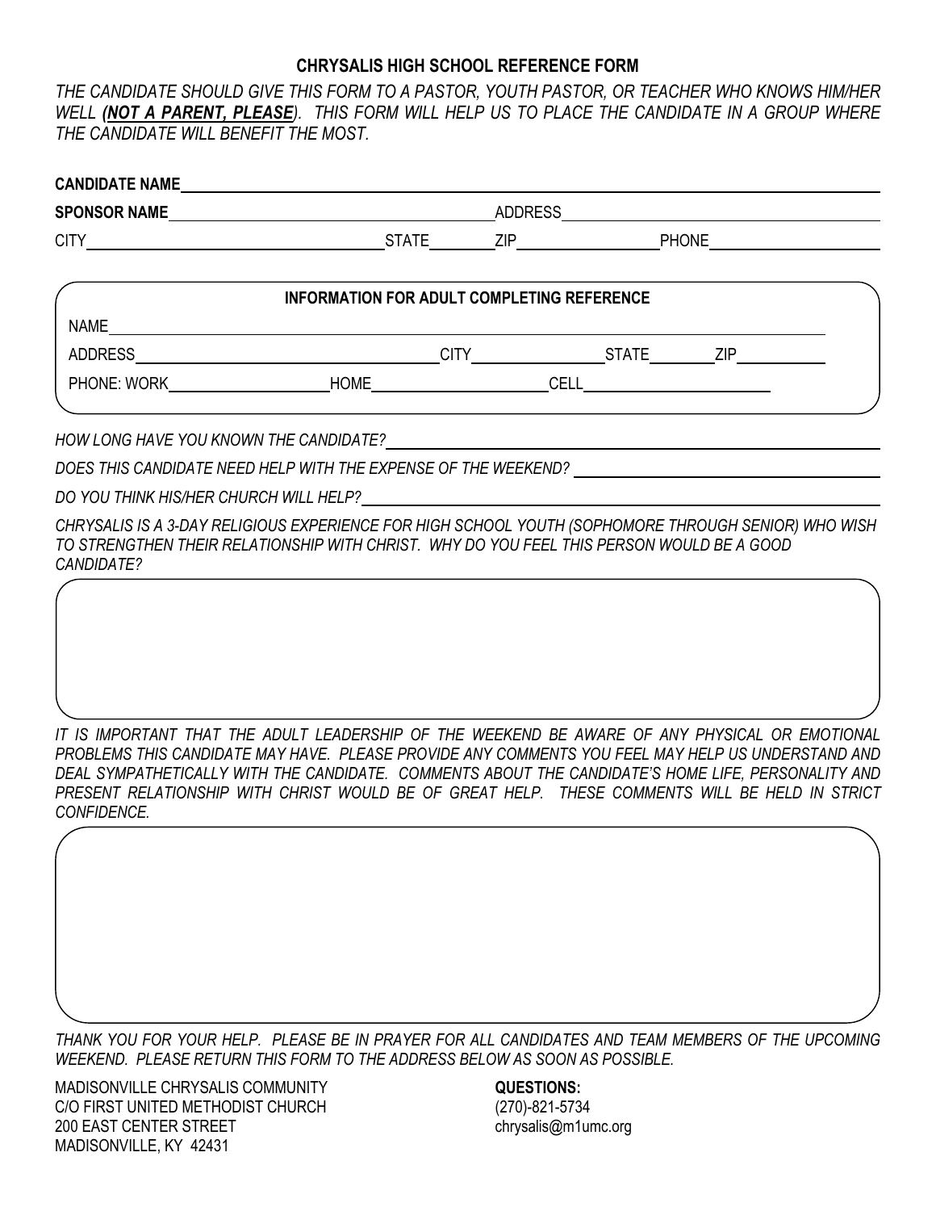## CHRYSALIS HIGH SCHOOL REFERENCE FORM

*THE CANDIDATE SHOULD GIVE THIS FORM TO A PASTOR, YOUTH PASTOR, OR TEACHER WHO KNOWS HIM/HER WELL **(NOT A PARENT, PLEASE)**. THIS FORM WILL HELP US TO PLACE THE CANDIDATE IN A GROUP WHERE THE CANDIDATE WILL BENEFIT THE MOST.*

**CANDIDATE NAME** ______________________________

**SPONSOR NAME** ______________________ ADDRESS ______________________

CITY ______________________ STATE ________ ZIP ____________ PHONE ______________

### INFORMATION FOR ADULT COMPLETING REFERENCE

NAME ______________________________

ADDRESS ______________________ CITY ______________ STATE ________ ZIP __________

PHONE: WORK ______________ HOME ______________ CELL ______________

*HOW LONG HAVE YOU KNOWN THE CANDIDATE?* ______________________________

*DOES THIS CANDIDATE NEED HELP WITH THE EXPENSE OF THE WEEKEND?* ______________________

*DO YOU THINK HIS/HER CHURCH WILL HELP?* ______________________________

*CHRYSALIS IS A 3-DAY RELIGIOUS EXPERIENCE FOR HIGH SCHOOL YOUTH (SOPHOMORE THROUGH SENIOR) WHO WISH TO STRENGTHEN THEIR RELATIONSHIP WITH CHRIST. WHY DO YOU FEEL THIS PERSON WOULD BE A GOOD CANDIDATE?*

*IT IS IMPORTANT THAT THE ADULT LEADERSHIP OF THE WEEKEND BE AWARE OF ANY PHYSICAL OR EMOTIONAL PROBLEMS THIS CANDIDATE MAY HAVE. PLEASE PROVIDE ANY COMMENTS YOU FEEL MAY HELP US UNDERSTAND AND DEAL SYMPATHETICALLY WITH THE CANDIDATE. COMMENTS ABOUT THE CANDIDATE'S HOME LIFE, PERSONALITY AND PRESENT RELATIONSHIP WITH CHRIST WOULD BE OF GREAT HELP. THESE COMMENTS WILL BE HELD IN STRICT CONFIDENCE.*

*THANK YOU FOR YOUR HELP. PLEASE BE IN PRAYER FOR ALL CANDIDATES AND TEAM MEMBERS OF THE UPCOMING WEEKEND. PLEASE RETURN THIS FORM TO THE ADDRESS BELOW AS SOON AS POSSIBLE.*

MADISONVILLE CHRYSALIS COMMUNITY
C/O FIRST UNITED METHODIST CHURCH
200 EAST CENTER STREET
MADISONVILLE, KY 42431

**QUESTIONS:**
(270)-821-5734
chrysalis@m1umc.org